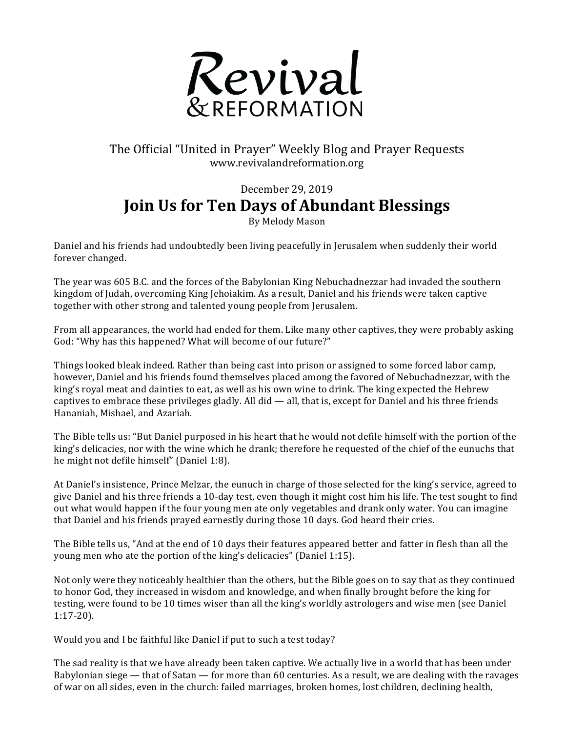# Revival & Reformation

The Official "United in Prayer" Weekly Blog and Prayer Requests
www.revivalandreformation.org

December 29, 2019

## Join Us for Ten Days of Abundant Blessings

By Melody Mason

Daniel and his friends had undoubtedly been living peacefully in Jerusalem when suddenly their world forever changed.

The year was 605 B.C. and the forces of the Babylonian King Nebuchadnezzar had invaded the southern kingdom of Judah, overcoming King Jehoiakim. As a result, Daniel and his friends were taken captive together with other strong and talented young people from Jerusalem.

From all appearances, the world had ended for them. Like many other captives, they were probably asking God: "Why has this happened? What will become of our future?"

Things looked bleak indeed. Rather than being cast into prison or assigned to some forced labor camp, however, Daniel and his friends found themselves placed among the favored of Nebuchadnezzar, with the king's royal meat and dainties to eat, as well as his own wine to drink. The king expected the Hebrew captives to embrace these privileges gladly. All did — all, that is, except for Daniel and his three friends Hananiah, Mishael, and Azariah.

The Bible tells us: "But Daniel purposed in his heart that he would not defile himself with the portion of the king's delicacies, nor with the wine which he drank; therefore he requested of the chief of the eunuchs that he might not defile himself" (Daniel 1:8).

At Daniel's insistence, Prince Melzar, the eunuch in charge of those selected for the king's service, agreed to give Daniel and his three friends a 10-day test, even though it might cost him his life. The test sought to find out what would happen if the four young men ate only vegetables and drank only water. You can imagine that Daniel and his friends prayed earnestly during those 10 days. God heard their cries.

The Bible tells us, "And at the end of 10 days their features appeared better and fatter in flesh than all the young men who ate the portion of the king's delicacies" (Daniel 1:15).

Not only were they noticeably healthier than the others, but the Bible goes on to say that as they continued to honor God, they increased in wisdom and knowledge, and when finally brought before the king for testing, were found to be 10 times wiser than all the king's worldly astrologers and wise men (see Daniel 1:17-20).

Would you and I be faithful like Daniel if put to such a test today?

The sad reality is that we have already been taken captive. We actually live in a world that has been under Babylonian siege — that of Satan — for more than 60 centuries. As a result, we are dealing with the ravages of war on all sides, even in the church: failed marriages, broken homes, lost children, declining health,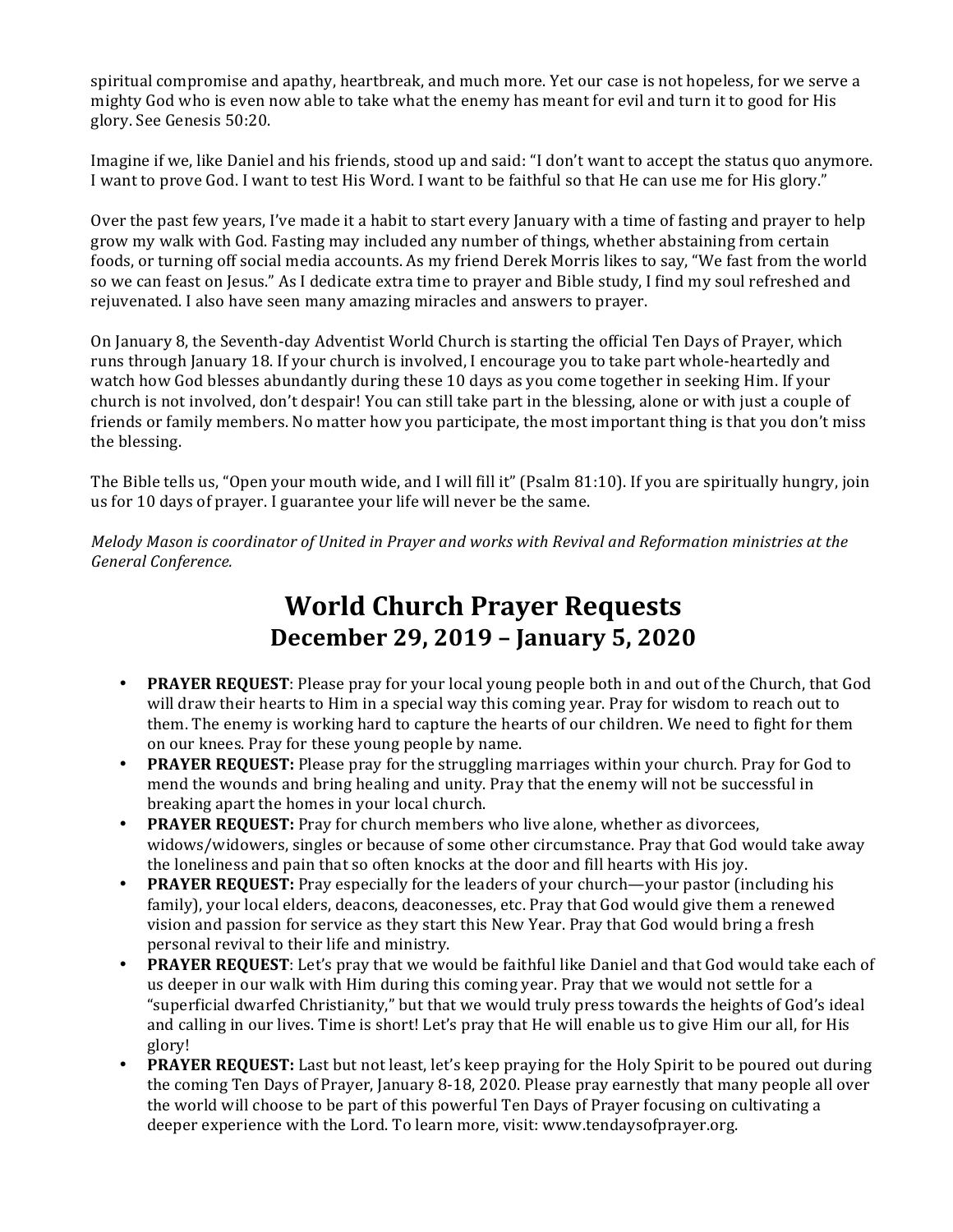spiritual compromise and apathy, heartbreak, and much more. Yet our case is not hopeless, for we serve a mighty God who is even now able to take what the enemy has meant for evil and turn it to good for His glory. See Genesis 50:20.

Imagine if we, like Daniel and his friends, stood up and said: "I don't want to accept the status quo anymore. I want to prove God. I want to test His Word. I want to be faithful so that He can use me for His glory."

Over the past few years, I've made it a habit to start every January with a time of fasting and prayer to help grow my walk with God. Fasting may included any number of things, whether abstaining from certain foods, or turning off social media accounts. As my friend Derek Morris likes to say, "We fast from the world so we can feast on Jesus." As I dedicate extra time to prayer and Bible study, I find my soul refreshed and rejuvenated. I also have seen many amazing miracles and answers to prayer.

On January 8, the Seventh-day Adventist World Church is starting the official Ten Days of Prayer, which runs through January 18. If your church is involved, I encourage you to take part whole-heartedly and watch how God blesses abundantly during these 10 days as you come together in seeking Him. If your church is not involved, don't despair! You can still take part in the blessing, alone or with just a couple of friends or family members. No matter how you participate, the most important thing is that you don't miss the blessing.

The Bible tells us, "Open your mouth wide, and I will fill it" (Psalm 81:10). If you are spiritually hungry, join us for 10 days of prayer. I guarantee your life will never be the same.

*Melody Mason is coordinator of United in Prayer and works with Revival and Reformation ministries at the General Conference.*

# World Church Prayer Requests
## December 29, 2019 – January 5, 2020

- **PRAYER REQUEST**: Please pray for your local young people both in and out of the Church, that God will draw their hearts to Him in a special way this coming year. Pray for wisdom to reach out to them. The enemy is working hard to capture the hearts of our children. We need to fight for them on our knees. Pray for these young people by name.
- **PRAYER REQUEST:** Please pray for the struggling marriages within your church. Pray for God to mend the wounds and bring healing and unity. Pray that the enemy will not be successful in breaking apart the homes in your local church.
- **PRAYER REQUEST:** Pray for church members who live alone, whether as divorcees, widows/widowers, singles or because of some other circumstance. Pray that God would take away the loneliness and pain that so often knocks at the door and fill hearts with His joy.
- **PRAYER REQUEST:** Pray especially for the leaders of your church—your pastor (including his family), your local elders, deacons, deaconesses, etc. Pray that God would give them a renewed vision and passion for service as they start this New Year. Pray that God would bring a fresh personal revival to their life and ministry.
- **PRAYER REQUEST**: Let's pray that we would be faithful like Daniel and that God would take each of us deeper in our walk with Him during this coming year. Pray that we would not settle for a "superficial dwarfed Christianity," but that we would truly press towards the heights of God's ideal and calling in our lives. Time is short! Let's pray that He will enable us to give Him our all, for His glory!
- **PRAYER REQUEST:** Last but not least, let's keep praying for the Holy Spirit to be poured out during the coming Ten Days of Prayer, January 8-18, 2020. Please pray earnestly that many people all over the world will choose to be part of this powerful Ten Days of Prayer focusing on cultivating a deeper experience with the Lord. To learn more, visit: www.tendaysofprayer.org.